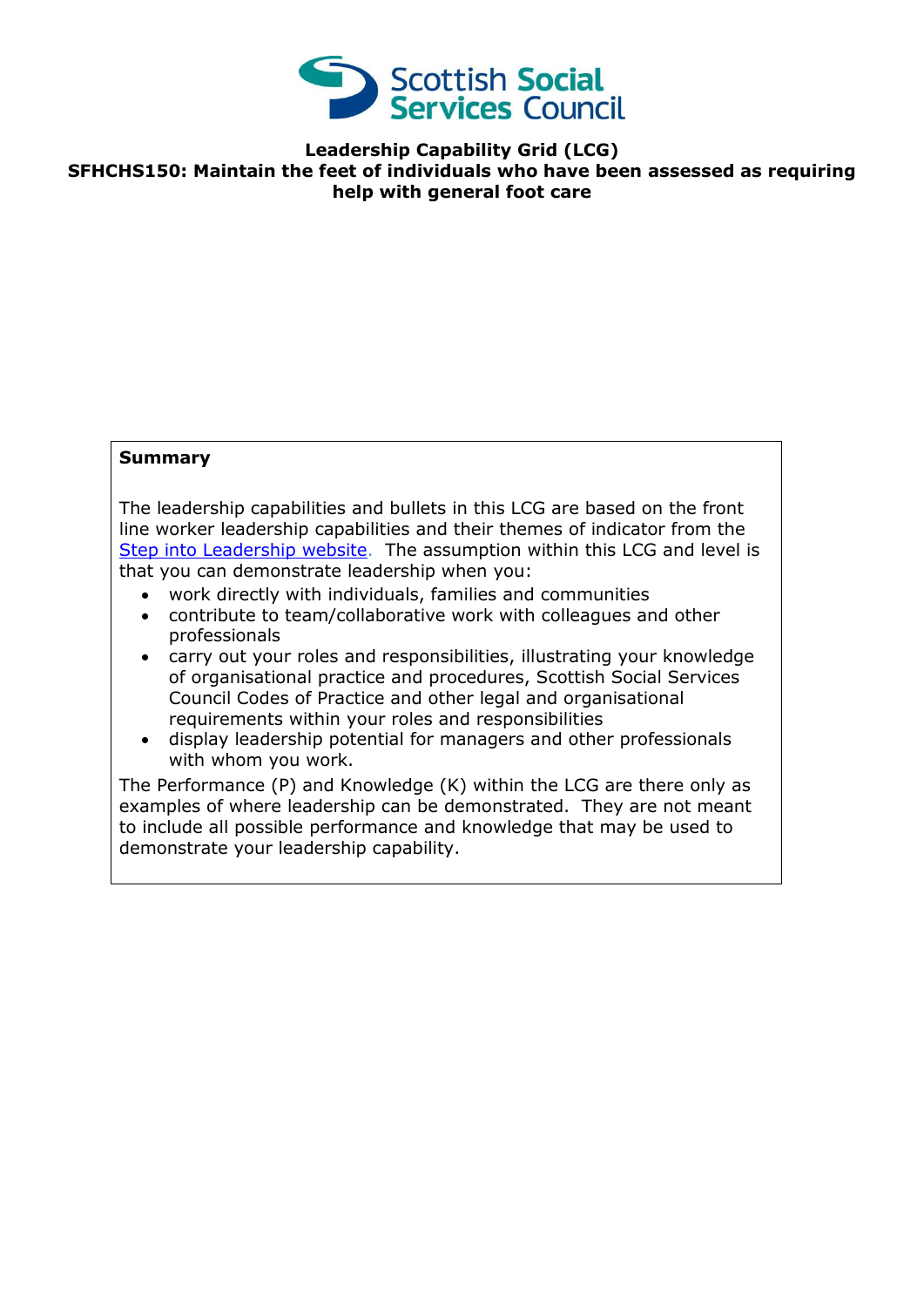Scottish Social Services Council

**Leadership Capability Grid (LCG)**
**SFHCHS150: Maintain the feet of individuals who have been assessed as requiring help with general foot care**

**Summary**

The leadership capabilities and bullets in this LCG are based on the front line worker leadership capabilities and their themes of indicator from the Step into Leadership website. The assumption within this LCG and level is that you can demonstrate leadership when you:

- work directly with individuals, families and communities
- contribute to team/collaborative work with colleagues and other professionals
- carry out your roles and responsibilities, illustrating your knowledge of organisational practice and procedures, Scottish Social Services Council Codes of Practice and other legal and organisational requirements within your roles and responsibilities
- display leadership potential for managers and other professionals with whom you work.

The Performance (P) and Knowledge (K) within the LCG are there only as examples of where leadership can be demonstrated. They are not meant to include all possible performance and knowledge that may be used to demonstrate your leadership capability.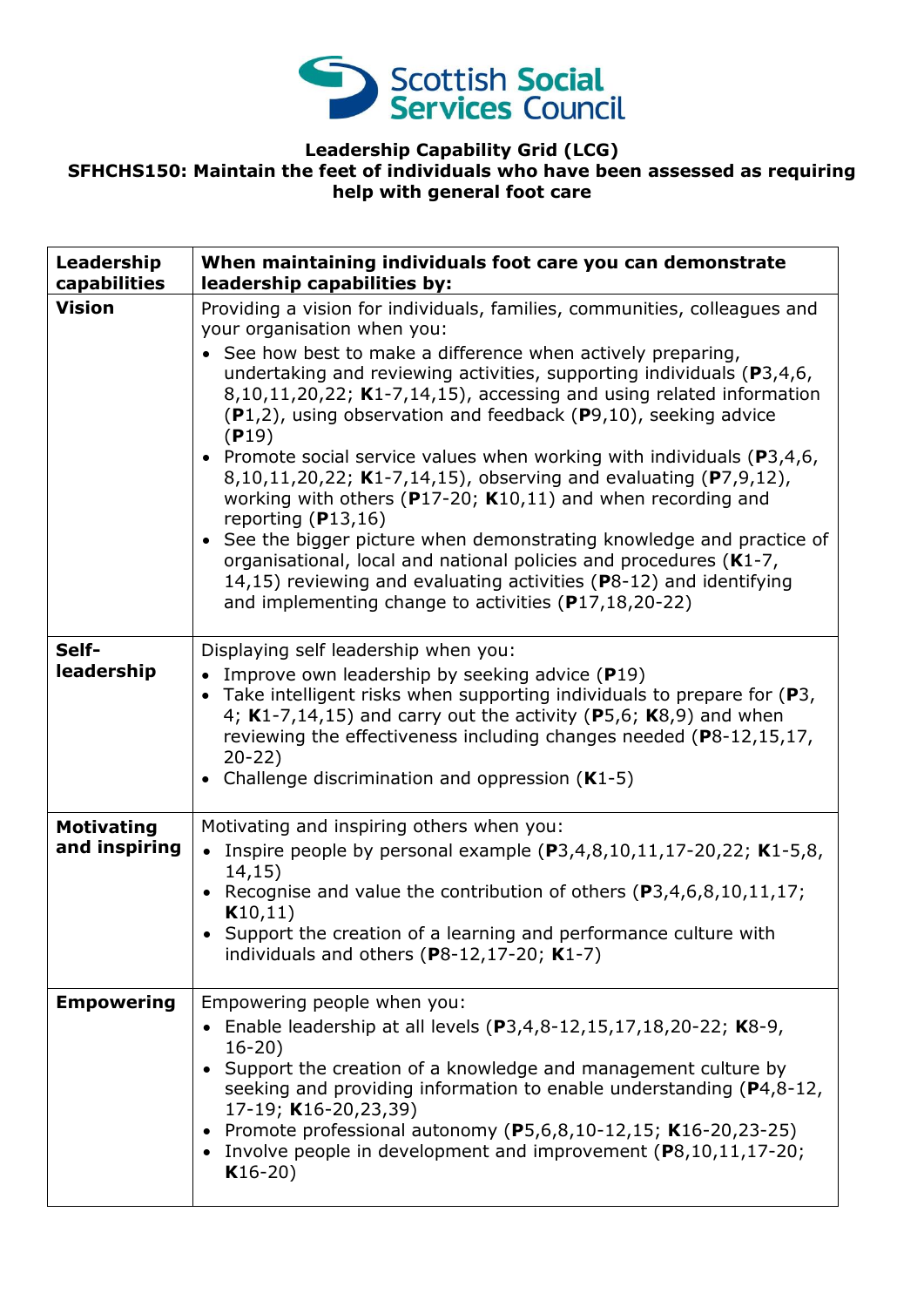**Leadership Capability Grid (LCG)**
**SFHCHS150: Maintain the feet of individuals who have been assessed as requiring help with general foot care**

| Leadership capabilities | When maintaining individuals foot care you can demonstrate leadership capabilities by: |
|---|---|
| **Vision** | Providing a vision for individuals, families, communities, colleagues and your organisation when you: <br>• See how best to make a difference when actively preparing, undertaking and reviewing activities, supporting individuals (**P**3,4,6, 8,10,11,20,22; **K**1-7,14,15), accessing and using related information (**P**1,2), using observation and feedback (**P**9,10), seeking advice (**P**19)<br>• Promote social service values when working with individuals (**P**3,4,6, 8,10,11,20,22; **K**1-7,14,15), observing and evaluating (**P**7,9,12), working with others (**P**17-20; **K**10,11) and when recording and reporting (**P**13,16)<br>• See the bigger picture when demonstrating knowledge and practice of organisational, local and national policies and procedures (**K**1-7, 14,15) reviewing and evaluating activities (**P**8-12) and identifying and implementing change to activities (**P**17,18,20-22) |
| **Self-leadership** | Displaying self leadership when you:<br>• Improve own leadership by seeking advice (**P**19)<br>• Take intelligent risks when supporting individuals to prepare for (**P**3, 4; **K**1-7,14,15) and carry out the activity (**P**5,6; **K**8,9) and when reviewing the effectiveness including changes needed (**P**8-12,15,17, 20-22)<br>• Challenge discrimination and oppression (**K**1-5) |
| **Motivating and inspiring** | Motivating and inspiring others when you:<br>• Inspire people by personal example (**P**3,4,8,10,11,17-20,22; **K**1-5,8, 14,15)<br>• Recognise and value the contribution of others (**P**3,4,6,8,10,11,17; **K**10,11)<br>• Support the creation of a learning and performance culture with individuals and others (**P**8-12,17-20; **K**1-7) |
| **Empowering** | Empowering people when you:<br>• Enable leadership at all levels (**P**3,4,8-12,15,17,18,20-22; **K**8-9, 16-20)<br>• Support the creation of a knowledge and management culture by seeking and providing information to enable understanding (**P**4,8-12, 17-19; **K**16-20,23,39)<br>• Promote professional autonomy (**P**5,6,8,10-12,15; **K**16-20,23-25)<br>• Involve people in development and improvement (**P**8,10,11,17-20; **K**16-20) |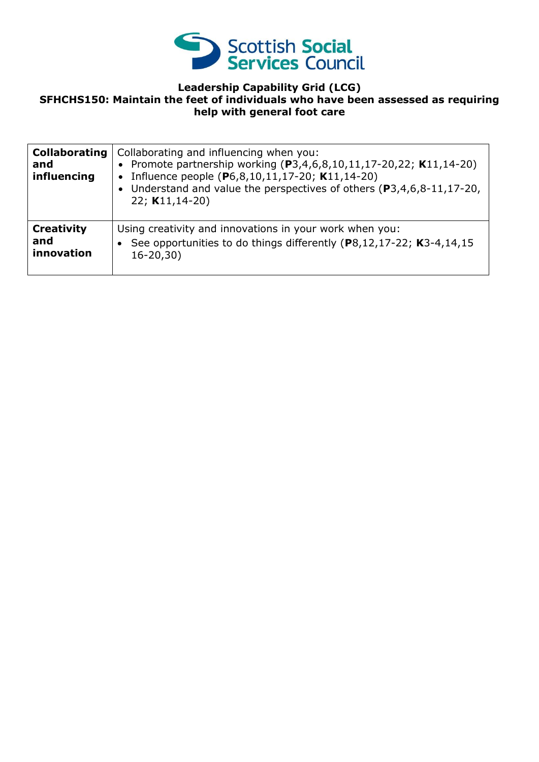Scottish Social Services Council

**Leadership Capability Grid (LCG)**
**SFHCHS150: Maintain the feet of individuals who have been assessed as requiring help with general foot care**

| | |
|---|---|
| **Collaborating and influencing** | Collaborating and influencing when you:<br>• Promote partnership working (**P**3,4,6,8,10,11,17-20,22; **K**11,14-20)<br>• Influence people (**P**6,8,10,11,17-20; **K**11,14-20)<br>• Understand and value the perspectives of others (**P**3,4,6,8-11,17-20, 22; **K**11,14-20) |
| **Creativity and innovation** | Using creativity and innovations in your work when you:<br>• See opportunities to do things differently (**P**8,12,17-22; **K**3-4,14,15 16-20,30) |